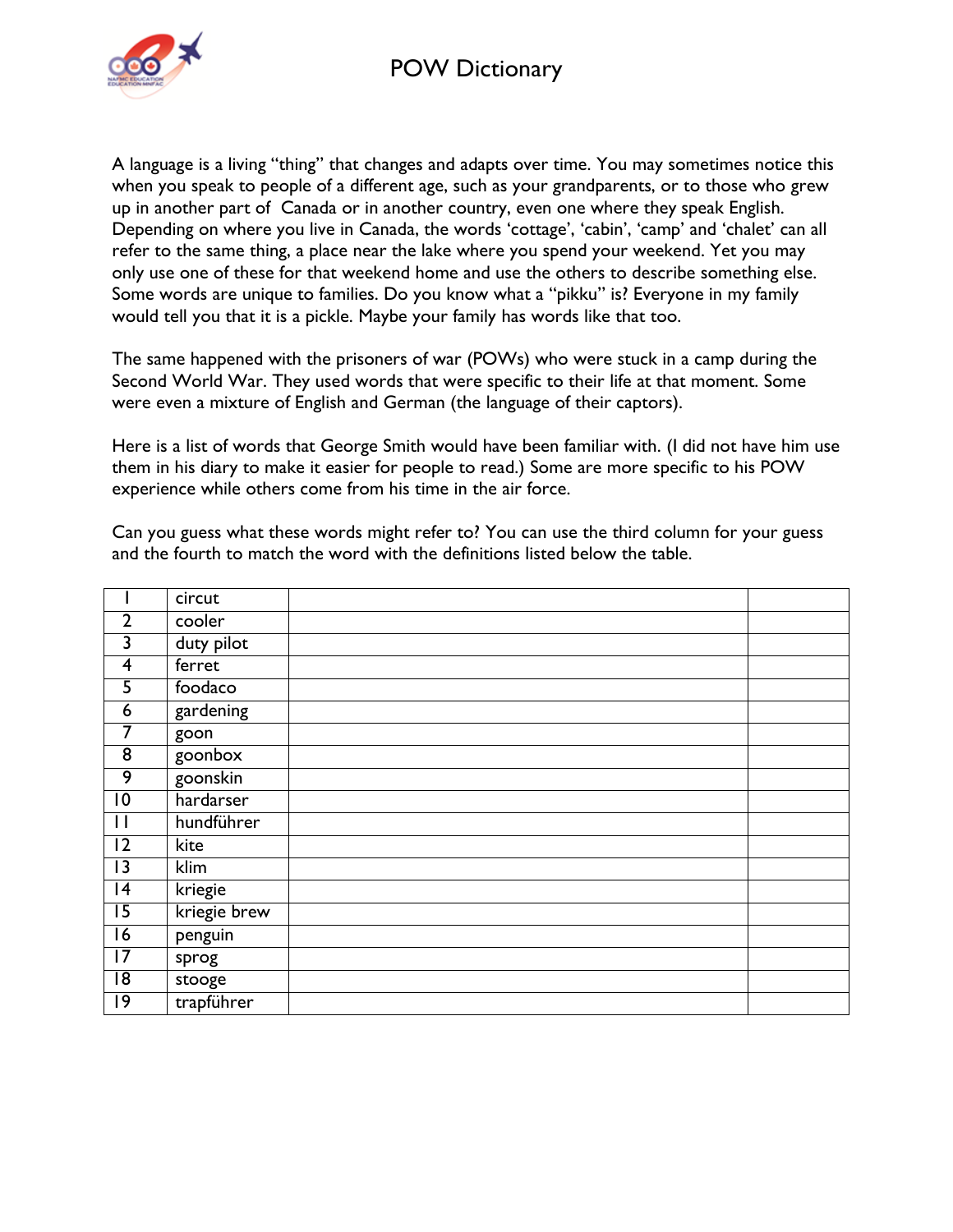# POW Dictionary

A language is a living "thing" that changes and adapts over time. You may sometimes notice this when you speak to people of a different age, such as your grandparents, or to those who grew up in another part of Canada or in another country, even one where they speak English. Depending on where you live in Canada, the words 'cottage', 'cabin', 'camp' and 'chalet' can all refer to the same thing, a place near the lake where you spend your weekend. Yet you may only use one of these for that weekend home and use the others to describe something else. Some words are unique to families. Do you know what a "pikku" is? Everyone in my family would tell you that it is a pickle. Maybe your family has words like that too.

The same happened with the prisoners of war (POWs) who were stuck in a camp during the Second World War. They used words that were specific to their life at that moment. Some were even a mixture of English and German (the language of their captors).

Here is a list of words that George Smith would have been familiar with. (I did not have him use them in his diary to make it easier for people to read.) Some are more specific to his POW experience while others come from his time in the air force.

Can you guess what these words might refer to? You can use the third column for your guess and the fourth to match the word with the definitions listed below the table.

| | | | |
|---|---|---|---|
| 1 | circut | | |
| 2 | cooler | | |
| 3 | duty pilot | | |
| 4 | ferret | | |
| 5 | foodaco | | |
| 6 | gardening | | |
| 7 | goon | | |
| 8 | goonbox | | |
| 9 | goonskin | | |
| 10 | hardarser | | |
| 11 | hundführer | | |
| 12 | kite | | |
| 13 | klim | | |
| 14 | kriegie | | |
| 15 | kriegie brew | | |
| 16 | penguin | | |
| 17 | sprog | | |
| 18 | stooge | | |
| 19 | trapführer | | |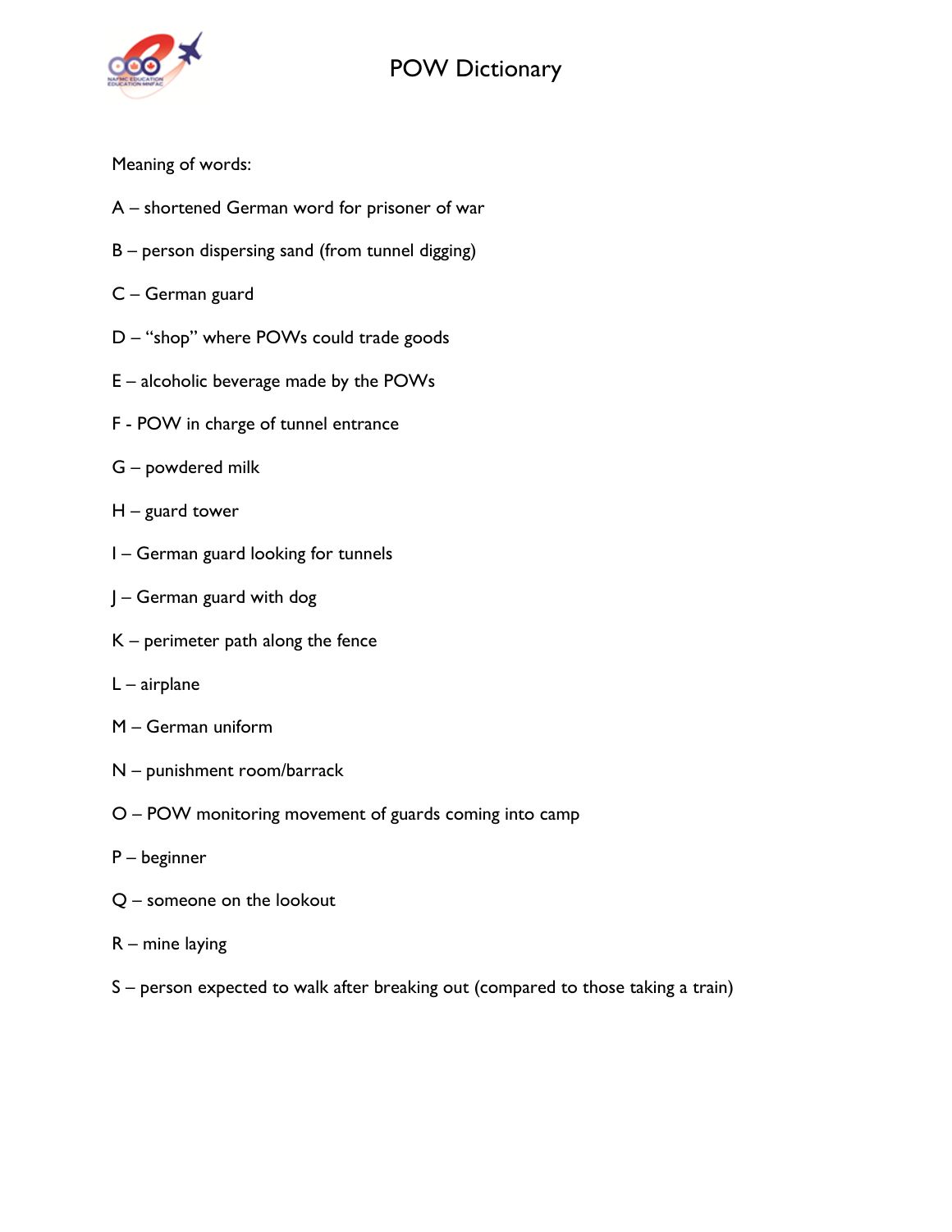# POW Dictionary

Meaning of words:

A – shortened German word for prisoner of war

B – person dispersing sand (from tunnel digging)

C – German guard

D – "shop" where POWs could trade goods

E – alcoholic beverage made by the POWs

F - POW in charge of tunnel entrance

G – powdered milk

H – guard tower

I – German guard looking for tunnels

J – German guard with dog

K – perimeter path along the fence

L – airplane

M – German uniform

N – punishment room/barrack

O – POW monitoring movement of guards coming into camp

P – beginner

Q – someone on the lookout

R – mine laying

S – person expected to walk after breaking out (compared to those taking a train)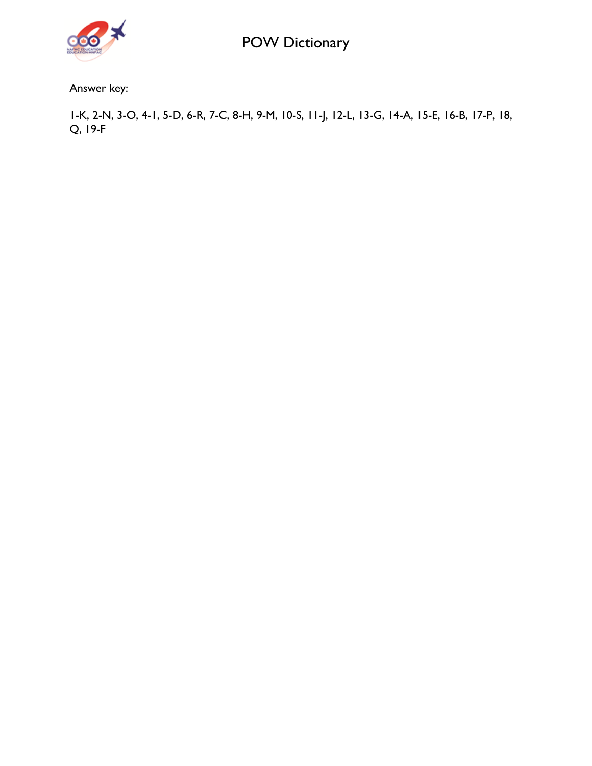# POW Dictionary

Answer key:

1-K, 2-N, 3-O, 4-1, 5-D, 6-R, 7-C, 8-H, 9-M, 10-S, 11-J, 12-L, 13-G, 14-A, 15-E, 16-B, 17-P, 18, Q, 19-F